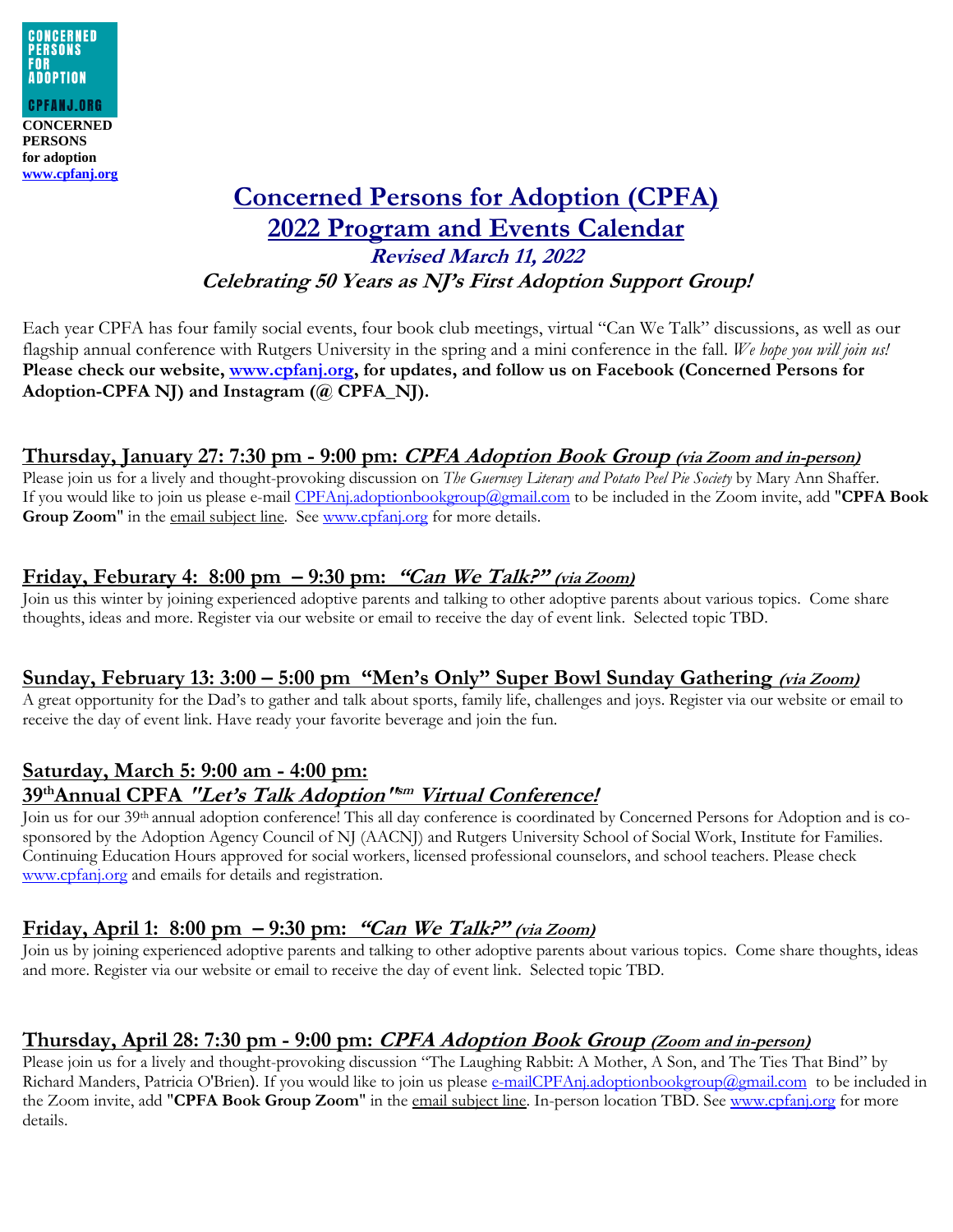CONCERNED PERSONS FOR ADOPTION
CPFANJ.ORG

**CONCERNED PERSONS for adoption**
**[www.cpfanj.org](http://www.cpfanj.org)**

# Concerned Persons for Adoption (CPFA) 2022 Program and Events Calendar

***Revised March 11, 2022***

***Celebrating 50 Years as NJ's First Adoption Support Group!***

Each year CPFA has four family social events, four book club meetings, virtual "Can We Talk" discussions, as well as our flagship annual conference with Rutgers University in the spring and a mini conference in the fall. *We hope you will join us!* **Please check our website, [www.cpfanj.org](http://www.cpfanj.org), for updates, and follow us on Facebook (Concerned Persons for Adoption-CPFA NJ) and Instagram (@ CPFA_NJ).**

## Thursday, January 27: 7:30 pm - 9:00 pm: *CPFA Adoption Book Group (via Zoom and in-person)*

Please join us for a lively and thought-provoking discussion on *The Guernsey Literary and Potato Peel Pie Society* by Mary Ann Shaffer. If you would like to join us please e-mail CPFAnj.adoptionbookgroup@gmail.com to be included in the Zoom invite, add "**CPFA Book Group Zoom**" in the email subject line. See [www.cpfanj.org](http://www.cpfanj.org) for more details.

## Friday, Feburary 4: 8:00 pm – 9:30 pm: *"Can We Talk?" (via Zoom)*

Join us this winter by joining experienced adoptive parents and talking to other adoptive parents about various topics. Come share thoughts, ideas and more. Register via our website or email to receive the day of event link. Selected topic TBD.

## Sunday, February 13: 3:00 – 5:00 pm "Men's Only" Super Bowl Sunday Gathering *(via Zoom)*

A great opportunity for the Dad's to gather and talk about sports, family life, challenges and joys. Register via our website or email to receive the day of event link. Have ready your favorite beverage and join the fun.

## Saturday, March 5: 9:00 am - 4:00 pm: 39th Annual CPFA *"Let's Talk Adoption"sm Virtual Conference!*

Join us for our 39th annual adoption conference! This all day conference is coordinated by Concerned Persons for Adoption and is co-sponsored by the Adoption Agency Council of NJ (AACNJ) and Rutgers University School of Social Work, Institute for Families. Continuing Education Hours approved for social workers, licensed professional counselors, and school teachers. Please check [www.cpfanj.org](http://www.cpfanj.org) and emails for details and registration.

## Friday, April 1: 8:00 pm – 9:30 pm: *"Can We Talk?" (via Zoom)*

Join us by joining experienced adoptive parents and talking to other adoptive parents about various topics. Come share thoughts, ideas and more. Register via our website or email to receive the day of event link. Selected topic TBD.

## Thursday, April 28: 7:30 pm - 9:00 pm: *CPFA Adoption Book Group (Zoom and in-person)*

Please join us for a lively and thought-provoking discussion "The Laughing Rabbit: A Mother, A Son, and The Ties That Bind" by Richard Manders, Patricia O'Brien). If you would like to join us please e-mailCPFAnj.adoptionbookgroup@gmail.com to be included in the Zoom invite, add "**CPFA Book Group Zoom**" in the email subject line. In-person location TBD. See [www.cpfanj.org](http://www.cpfanj.org) for more details.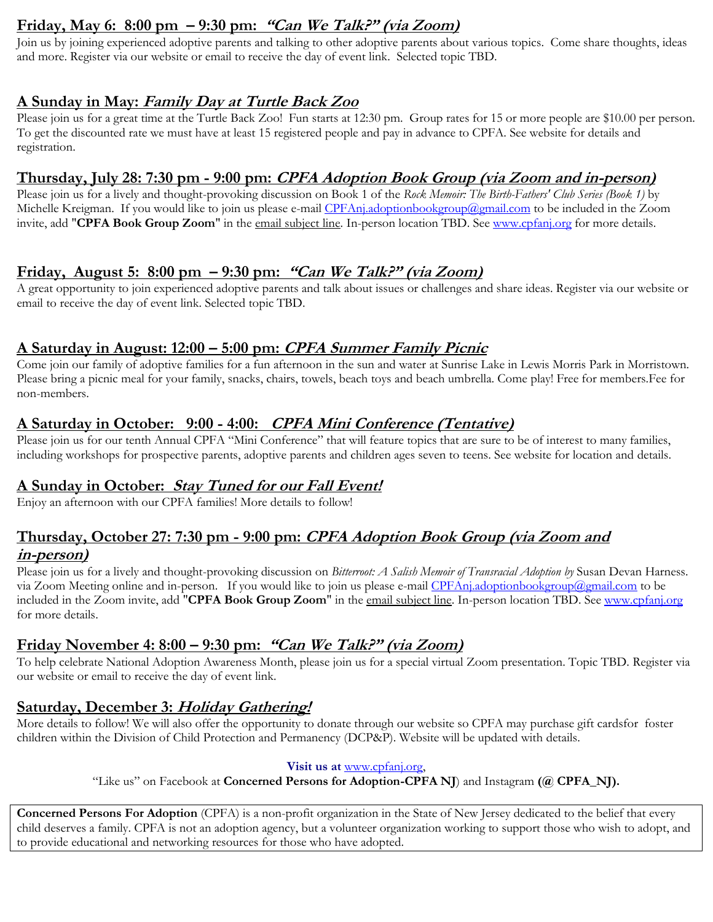## Friday, May 6: 8:00 pm – 9:30 pm: *"Can We Talk?" (via Zoom)*

Join us by joining experienced adoptive parents and talking to other adoptive parents about various topics. Come share thoughts, ideas and more. Register via our website or email to receive the day of event link. Selected topic TBD.

## A Sunday in May: *Family Day at Turtle Back Zoo*

Please join us for a great time at the Turtle Back Zoo! Fun starts at 12:30 pm. Group rates for 15 or more people are $10.00 per person. To get the discounted rate we must have at least 15 registered people and pay in advance to CPFA. See website for details and registration.

## Thursday, July 28: 7:30 pm - 9:00 pm: *CPFA Adoption Book Group (via Zoom and in-person)*

Please join us for a lively and thought-provoking discussion on Book 1 of the *Rock Memoir: The Birth-Fathers' Club Series (Book 1)* by Michelle Kreigman. If you would like to join us please e-mail CPFAnj.adoptionbookgroup@gmail.com to be included in the Zoom invite, add "**CPFA Book Group Zoom**" in the email subject line. In-person location TBD. See www.cpfanj.org for more details.

## Friday, August 5: 8:00 pm – 9:30 pm: *"Can We Talk?" (via Zoom)*

A great opportunity to join experienced adoptive parents and talk about issues or challenges and share ideas. Register via our website or email to receive the day of event link. Selected topic TBD.

## A Saturday in August: 12:00 – 5:00 pm: *CPFA Summer Family Picnic*

Come join our family of adoptive families for a fun afternoon in the sun and water at Sunrise Lake in Lewis Morris Park in Morristown. Please bring a picnic meal for your family, snacks, chairs, towels, beach toys and beach umbrella. Come play! Free for members.Fee for non-members.

## A Saturday in October: 9:00 - 4:00: *CPFA Mini Conference (Tentative)*

Please join us for our tenth Annual CPFA "Mini Conference" that will feature topics that are sure to be of interest to many families, including workshops for prospective parents, adoptive parents and children ages seven to teens. See website for location and details.

## A Sunday in October: *Stay Tuned for our Fall Event!*

Enjoy an afternoon with our CPFA families! More details to follow!

## Thursday, October 27: 7:30 pm - 9:00 pm: *CPFA Adoption Book Group (via Zoom and in-person)*

Please join us for a lively and thought-provoking discussion on *Bitterroot: A Salish Memoir of Transracial Adoption by* Susan Devan Harness. via Zoom Meeting online and in-person. If you would like to join us please e-mail CPFAnj.adoptionbookgroup@gmail.com to be included in the Zoom invite, add "**CPFA Book Group Zoom**" in the email subject line. In-person location TBD. See www.cpfanj.org for more details.

## Friday November 4: 8:00 – 9:30 pm: *"Can We Talk?" (via Zoom)*

To help celebrate National Adoption Awareness Month, please join us for a special virtual Zoom presentation. Topic TBD. Register via our website or email to receive the day of event link.

## Saturday, December 3: *Holiday Gathering!*

More details to follow! We will also offer the opportunity to donate through our website so CPFA may purchase gift cardsfor foster children within the Division of Child Protection and Permanency (DCP&P). Website will be updated with details.

**Visit us at** www.cpfanj.org,

"Like us" on Facebook at **Concerned Persons for Adoption-CPFA NJ**) and Instagram **(@ CPFA_NJ).**

**Concerned Persons For Adoption** (CPFA) is a non-profit organization in the State of New Jersey dedicated to the belief that every child deserves a family. CPFA is not an adoption agency, but a volunteer organization working to support those who wish to adopt, and to provide educational and networking resources for those who have adopted.